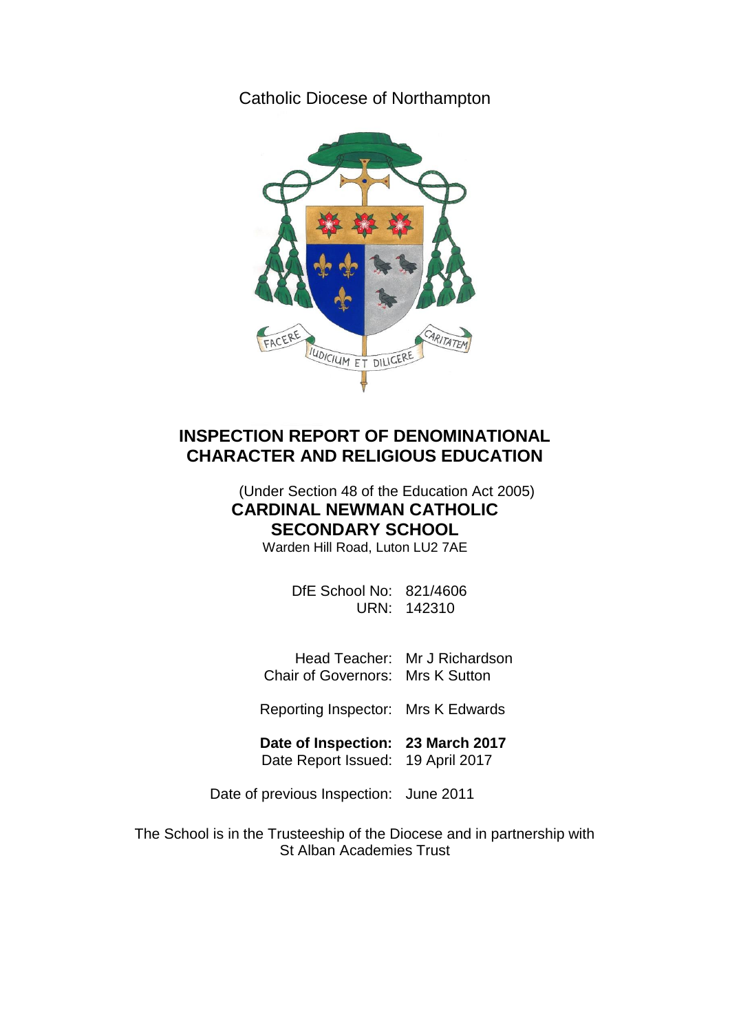Catholic Diocese of Northampton

FACERE IUDICIUM ET DILIGERE CARITATEM

# INSPECTION REPORT OF DENOMINATIONAL CHARACTER AND RELIGIOUS EDUCATION

(Under Section 48 of the Education Act 2005)

## CARDINAL NEWMAN CATHOLIC SECONDARY SCHOOL

Warden Hill Road, Luton LU2 7AE

| | |
|---|---|
| DfE School No: | 821/4606 |
| URN: | 142310 |
| Head Teacher: | Mr J Richardson |
| Chair of Governors: | Mrs K Sutton |
| Reporting Inspector: | Mrs K Edwards |
| **Date of Inspection:** | **23 March 2017** |
| Date Report Issued: | 19 April 2017 |
| Date of previous Inspection: | June 2011 |

The School is in the Trusteeship of the Diocese and in partnership with St Alban Academies Trust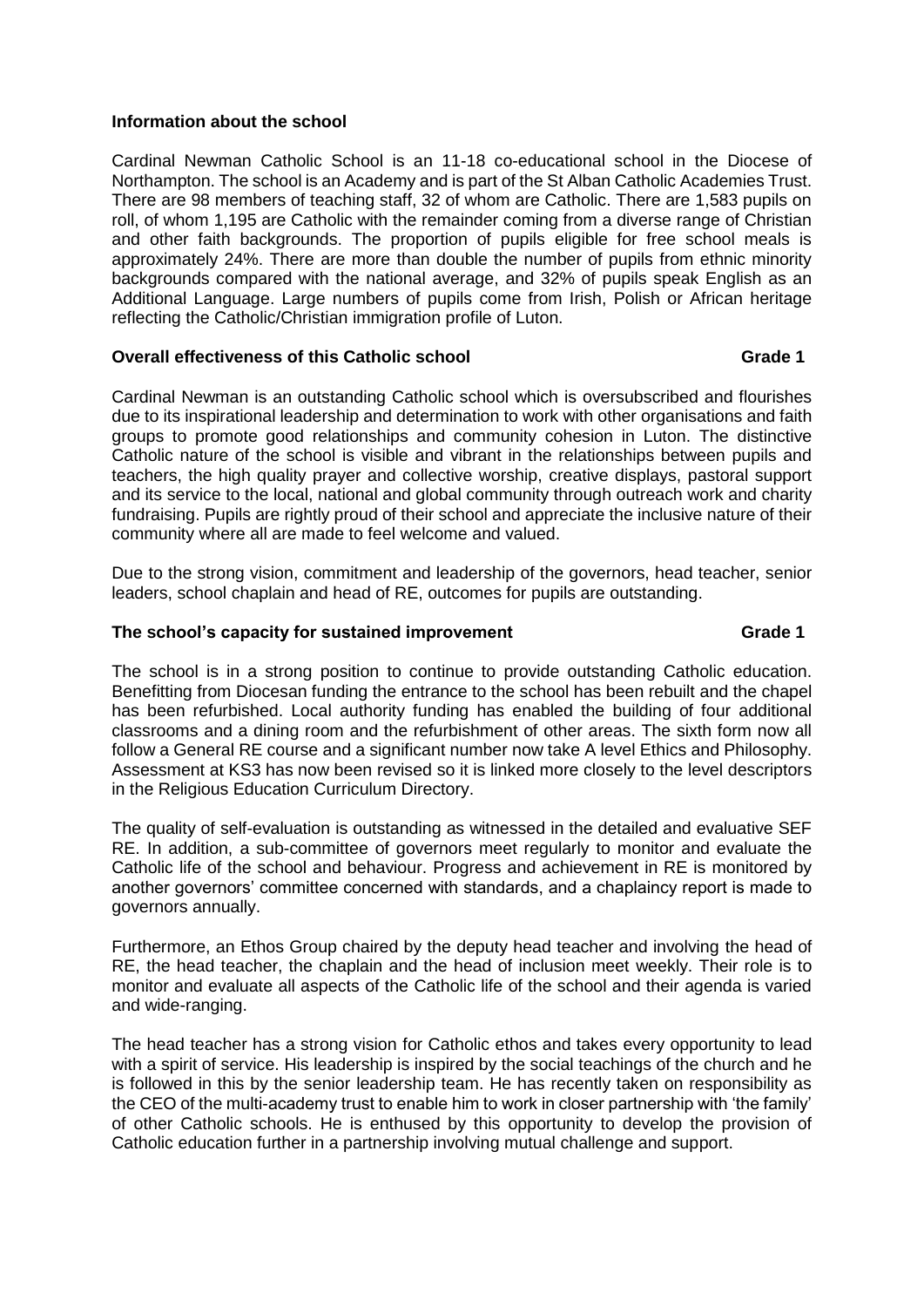**Information about the school**

Cardinal Newman Catholic School is an 11-18 co-educational school in the Diocese of Northampton. The school is an Academy and is part of the St Alban Catholic Academies Trust. There are 98 members of teaching staff, 32 of whom are Catholic. There are 1,583 pupils on roll, of whom 1,195 are Catholic with the remainder coming from a diverse range of Christian and other faith backgrounds. The proportion of pupils eligible for free school meals is approximately 24%. There are more than double the number of pupils from ethnic minority backgrounds compared with the national average, and 32% of pupils speak English as an Additional Language. Large numbers of pupils come from Irish, Polish or African heritage reflecting the Catholic/Christian immigration profile of Luton.

**Overall effectiveness of this Catholic school** **Grade 1**

Cardinal Newman is an outstanding Catholic school which is oversubscribed and flourishes due to its inspirational leadership and determination to work with other organisations and faith groups to promote good relationships and community cohesion in Luton. The distinctive Catholic nature of the school is visible and vibrant in the relationships between pupils and teachers, the high quality prayer and collective worship, creative displays, pastoral support and its service to the local, national and global community through outreach work and charity fundraising. Pupils are rightly proud of their school and appreciate the inclusive nature of their community where all are made to feel welcome and valued.

Due to the strong vision, commitment and leadership of the governors, head teacher, senior leaders, school chaplain and head of RE, outcomes for pupils are outstanding.

**The school's capacity for sustained improvement** **Grade 1**

The school is in a strong position to continue to provide outstanding Catholic education. Benefitting from Diocesan funding the entrance to the school has been rebuilt and the chapel has been refurbished. Local authority funding has enabled the building of four additional classrooms and a dining room and the refurbishment of other areas. The sixth form now all follow a General RE course and a significant number now take A level Ethics and Philosophy. Assessment at KS3 has now been revised so it is linked more closely to the level descriptors in the Religious Education Curriculum Directory.

The quality of self-evaluation is outstanding as witnessed in the detailed and evaluative SEF RE. In addition, a sub-committee of governors meet regularly to monitor and evaluate the Catholic life of the school and behaviour. Progress and achievement in RE is monitored by another governors' committee concerned with standards, and a chaplaincy report is made to governors annually.

Furthermore, an Ethos Group chaired by the deputy head teacher and involving the head of RE, the head teacher, the chaplain and the head of inclusion meet weekly. Their role is to monitor and evaluate all aspects of the Catholic life of the school and their agenda is varied and wide-ranging.

The head teacher has a strong vision for Catholic ethos and takes every opportunity to lead with a spirit of service. His leadership is inspired by the social teachings of the church and he is followed in this by the senior leadership team. He has recently taken on responsibility as the CEO of the multi-academy trust to enable him to work in closer partnership with 'the family' of other Catholic schools. He is enthused by this opportunity to develop the provision of Catholic education further in a partnership involving mutual challenge and support.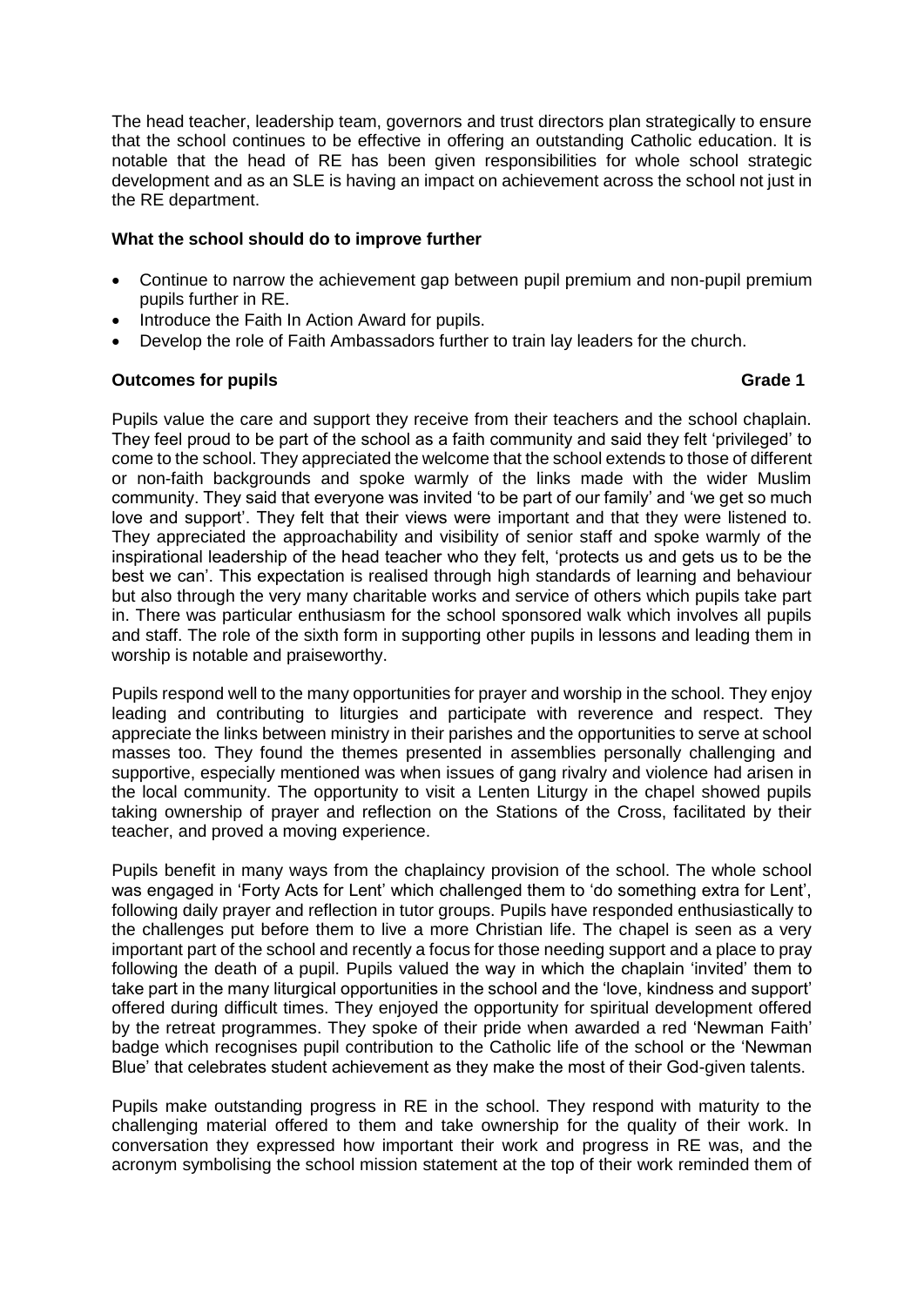The head teacher, leadership team, governors and trust directors plan strategically to ensure that the school continues to be effective in offering an outstanding Catholic education. It is notable that the head of RE has been given responsibilities for whole school strategic development and as an SLE is having an impact on achievement across the school not just in the RE department.

**What the school should do to improve further**

- Continue to narrow the achievement gap between pupil premium and non-pupil premium pupils further in RE.
- Introduce the Faith In Action Award for pupils.
- Develop the role of Faith Ambassadors further to train lay leaders for the church.

**Outcomes for pupils** **Grade 1**

Pupils value the care and support they receive from their teachers and the school chaplain. They feel proud to be part of the school as a faith community and said they felt 'privileged' to come to the school. They appreciated the welcome that the school extends to those of different or non-faith backgrounds and spoke warmly of the links made with the wider Muslim community. They said that everyone was invited 'to be part of our family' and 'we get so much love and support'. They felt that their views were important and that they were listened to. They appreciated the approachability and visibility of senior staff and spoke warmly of the inspirational leadership of the head teacher who they felt, 'protects us and gets us to be the best we can'. This expectation is realised through high standards of learning and behaviour but also through the very many charitable works and service of others which pupils take part in. There was particular enthusiasm for the school sponsored walk which involves all pupils and staff. The role of the sixth form in supporting other pupils in lessons and leading them in worship is notable and praiseworthy.

Pupils respond well to the many opportunities for prayer and worship in the school. They enjoy leading and contributing to liturgies and participate with reverence and respect. They appreciate the links between ministry in their parishes and the opportunities to serve at school masses too. They found the themes presented in assemblies personally challenging and supportive, especially mentioned was when issues of gang rivalry and violence had arisen in the local community. The opportunity to visit a Lenten Liturgy in the chapel showed pupils taking ownership of prayer and reflection on the Stations of the Cross, facilitated by their teacher, and proved a moving experience.

Pupils benefit in many ways from the chaplaincy provision of the school. The whole school was engaged in 'Forty Acts for Lent' which challenged them to 'do something extra for Lent', following daily prayer and reflection in tutor groups. Pupils have responded enthusiastically to the challenges put before them to live a more Christian life. The chapel is seen as a very important part of the school and recently a focus for those needing support and a place to pray following the death of a pupil. Pupils valued the way in which the chaplain 'invited' them to take part in the many liturgical opportunities in the school and the 'love, kindness and support' offered during difficult times. They enjoyed the opportunity for spiritual development offered by the retreat programmes. They spoke of their pride when awarded a red 'Newman Faith' badge which recognises pupil contribution to the Catholic life of the school or the 'Newman Blue' that celebrates student achievement as they make the most of their God-given talents.

Pupils make outstanding progress in RE in the school. They respond with maturity to the challenging material offered to them and take ownership for the quality of their work. In conversation they expressed how important their work and progress in RE was, and the acronym symbolising the school mission statement at the top of their work reminded them of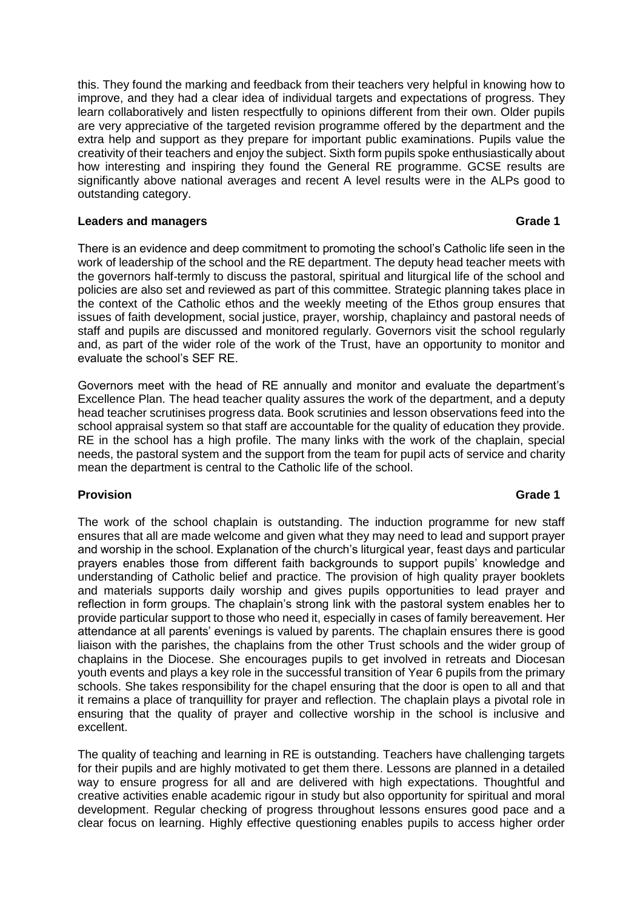this. They found the marking and feedback from their teachers very helpful in knowing how to improve, and they had a clear idea of individual targets and expectations of progress. They learn collaboratively and listen respectfully to opinions different from their own. Older pupils are very appreciative of the targeted revision programme offered by the department and the extra help and support as they prepare for important public examinations. Pupils value the creativity of their teachers and enjoy the subject. Sixth form pupils spoke enthusiastically about how interesting and inspiring they found the General RE programme. GCSE results are significantly above national averages and recent A level results were in the ALPs good to outstanding category.

**Leaders and managers** **Grade 1**

There is an evidence and deep commitment to promoting the school's Catholic life seen in the work of leadership of the school and the RE department. The deputy head teacher meets with the governors half-termly to discuss the pastoral, spiritual and liturgical life of the school and policies are also set and reviewed as part of this committee. Strategic planning takes place in the context of the Catholic ethos and the weekly meeting of the Ethos group ensures that issues of faith development, social justice, prayer, worship, chaplaincy and pastoral needs of staff and pupils are discussed and monitored regularly. Governors visit the school regularly and, as part of the wider role of the work of the Trust, have an opportunity to monitor and evaluate the school's SEF RE.

Governors meet with the head of RE annually and monitor and evaluate the department's Excellence Plan. The head teacher quality assures the work of the department, and a deputy head teacher scrutinises progress data. Book scrutinies and lesson observations feed into the school appraisal system so that staff are accountable for the quality of education they provide. RE in the school has a high profile. The many links with the work of the chaplain, special needs, the pastoral system and the support from the team for pupil acts of service and charity mean the department is central to the Catholic life of the school.

**Provision** **Grade 1**

The work of the school chaplain is outstanding. The induction programme for new staff ensures that all are made welcome and given what they may need to lead and support prayer and worship in the school. Explanation of the church's liturgical year, feast days and particular prayers enables those from different faith backgrounds to support pupils' knowledge and understanding of Catholic belief and practice. The provision of high quality prayer booklets and materials supports daily worship and gives pupils opportunities to lead prayer and reflection in form groups. The chaplain's strong link with the pastoral system enables her to provide particular support to those who need it, especially in cases of family bereavement. Her attendance at all parents' evenings is valued by parents. The chaplain ensures there is good liaison with the parishes, the chaplains from the other Trust schools and the wider group of chaplains in the Diocese. She encourages pupils to get involved in retreats and Diocesan youth events and plays a key role in the successful transition of Year 6 pupils from the primary schools. She takes responsibility for the chapel ensuring that the door is open to all and that it remains a place of tranquillity for prayer and reflection. The chaplain plays a pivotal role in ensuring that the quality of prayer and collective worship in the school is inclusive and excellent.

The quality of teaching and learning in RE is outstanding. Teachers have challenging targets for their pupils and are highly motivated to get them there. Lessons are planned in a detailed way to ensure progress for all and are delivered with high expectations. Thoughtful and creative activities enable academic rigour in study but also opportunity for spiritual and moral development. Regular checking of progress throughout lessons ensures good pace and a clear focus on learning. Highly effective questioning enables pupils to access higher order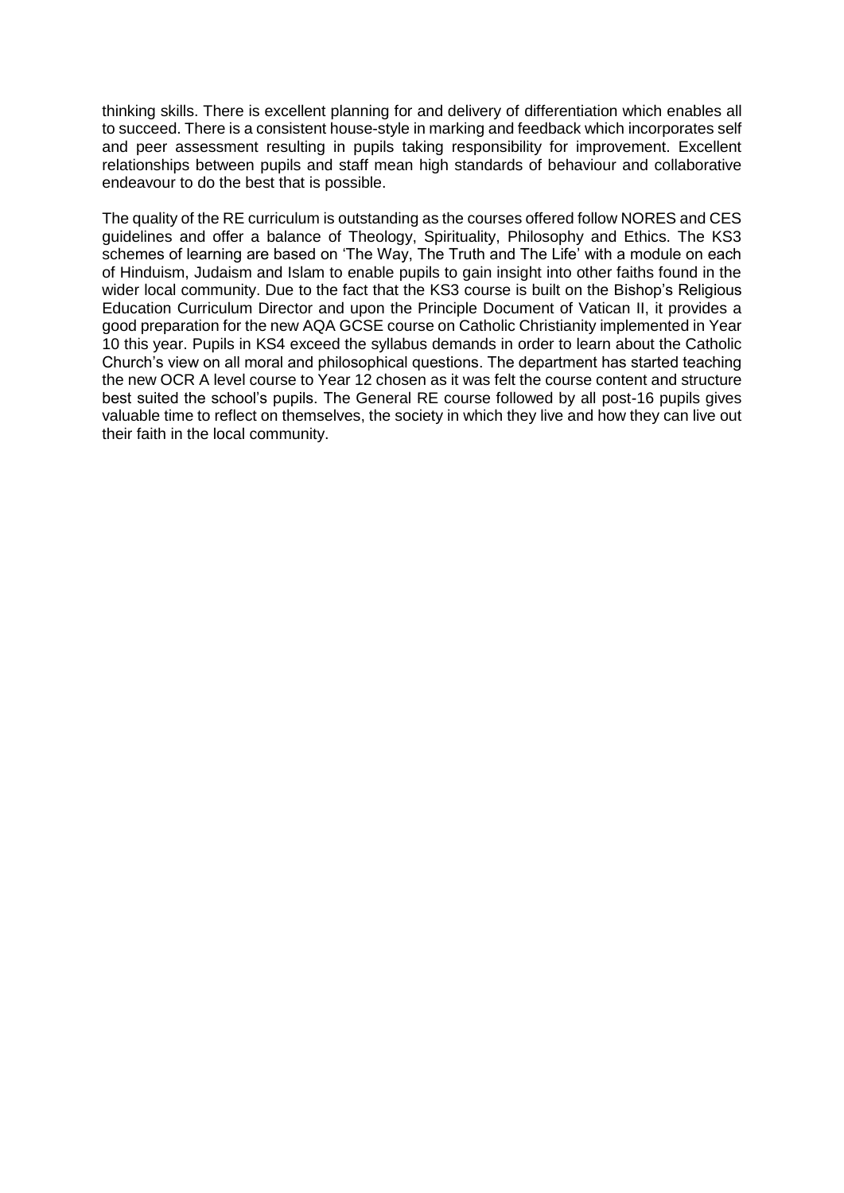thinking skills. There is excellent planning for and delivery of differentiation which enables all to succeed. There is a consistent house-style in marking and feedback which incorporates self and peer assessment resulting in pupils taking responsibility for improvement. Excellent relationships between pupils and staff mean high standards of behaviour and collaborative endeavour to do the best that is possible.

The quality of the RE curriculum is outstanding as the courses offered follow NORES and CES guidelines and offer a balance of Theology, Spirituality, Philosophy and Ethics. The KS3 schemes of learning are based on 'The Way, The Truth and The Life' with a module on each of Hinduism, Judaism and Islam to enable pupils to gain insight into other faiths found in the wider local community. Due to the fact that the KS3 course is built on the Bishop's Religious Education Curriculum Director and upon the Principle Document of Vatican II, it provides a good preparation for the new AQA GCSE course on Catholic Christianity implemented in Year 10 this year. Pupils in KS4 exceed the syllabus demands in order to learn about the Catholic Church's view on all moral and philosophical questions. The department has started teaching the new OCR A level course to Year 12 chosen as it was felt the course content and structure best suited the school's pupils. The General RE course followed by all post-16 pupils gives valuable time to reflect on themselves, the society in which they live and how they can live out their faith in the local community.